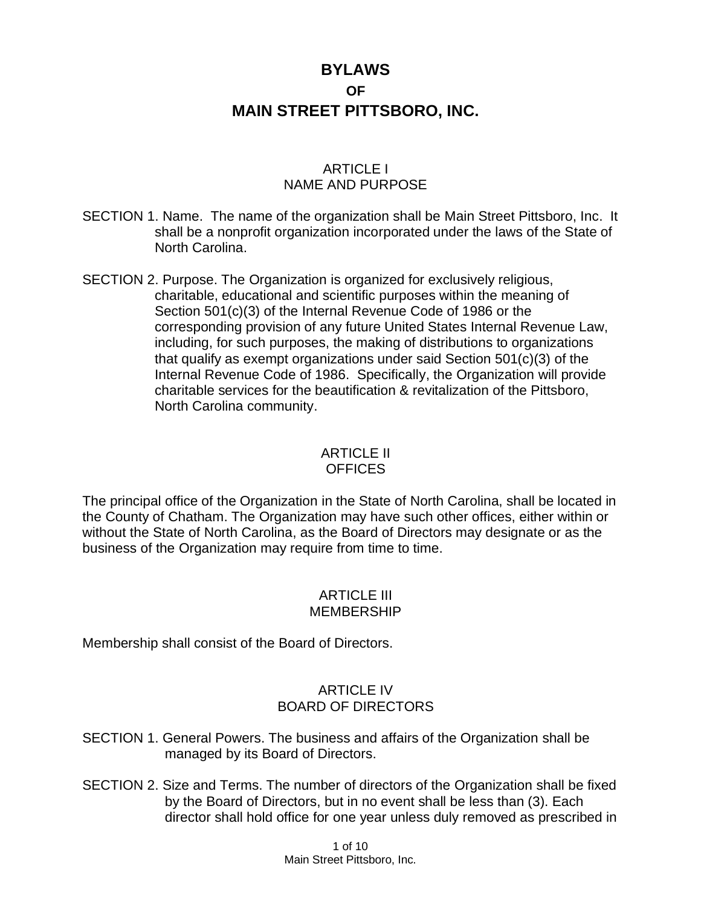# BYLAWS
## OF
# MAIN STREET PITTSBORO, INC.

## ARTICLE I
## NAME AND PURPOSE

SECTION 1. Name. The name of the organization shall be Main Street Pittsboro, Inc. It shall be a nonprofit organization incorporated under the laws of the State of North Carolina.

SECTION 2. Purpose. The Organization is organized for exclusively religious, charitable, educational and scientific purposes within the meaning of Section 501(c)(3) of the Internal Revenue Code of 1986 or the corresponding provision of any future United States Internal Revenue Law, including, for such purposes, the making of distributions to organizations that qualify as exempt organizations under said Section 501(c)(3) of the Internal Revenue Code of 1986. Specifically, the Organization will provide charitable services for the beautification & revitalization of the Pittsboro, North Carolina community.

## ARTICLE II
## OFFICES

The principal office of the Organization in the State of North Carolina, shall be located in the County of Chatham. The Organization may have such other offices, either within or without the State of North Carolina, as the Board of Directors may designate or as the business of the Organization may require from time to time.

## ARTICLE III
## MEMBERSHIP

Membership shall consist of the Board of Directors.

## ARTICLE IV
## BOARD OF DIRECTORS

SECTION 1. General Powers. The business and affairs of the Organization shall be managed by its Board of Directors.

SECTION 2. Size and Terms. The number of directors of the Organization shall be fixed by the Board of Directors, but in no event shall be less than (3). Each director shall hold office for one year unless duly removed as prescribed in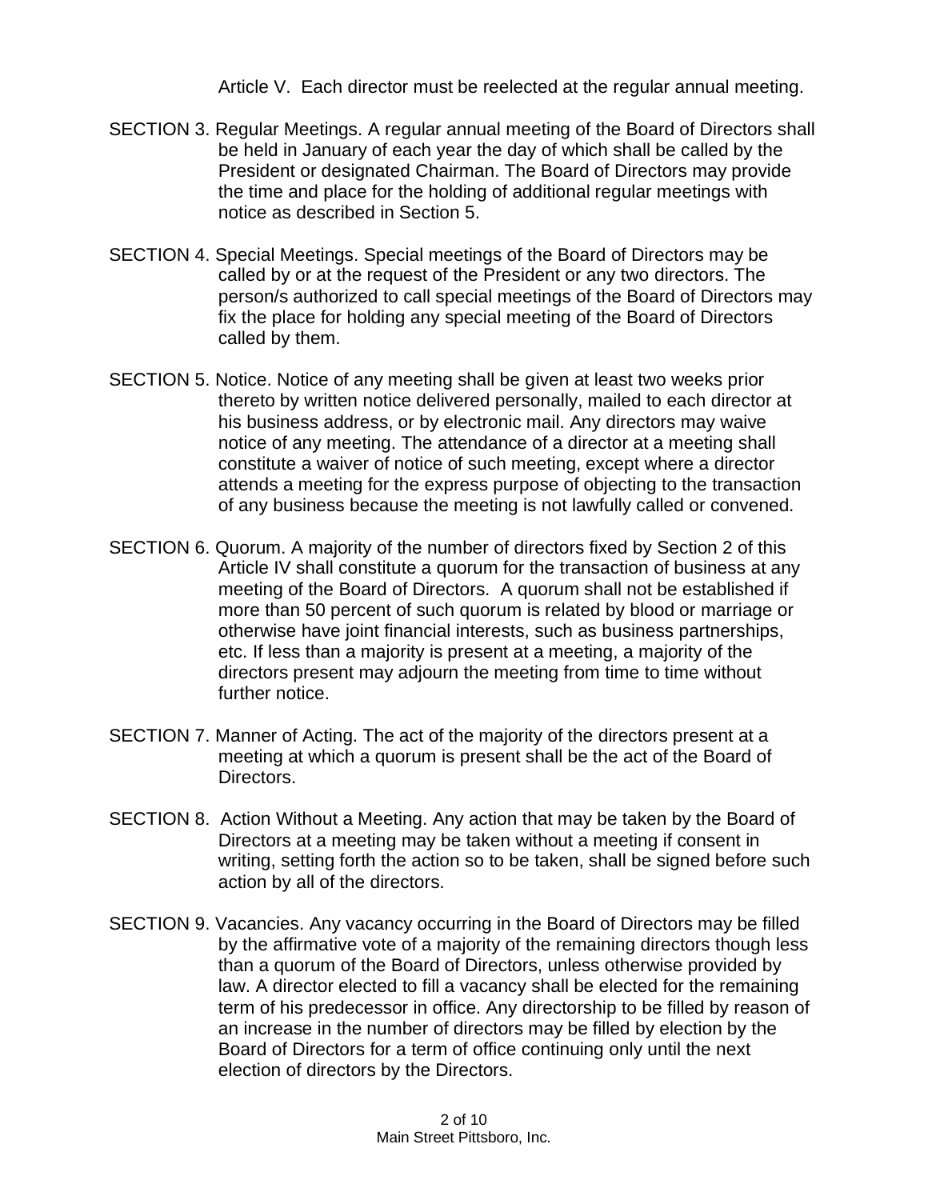Article V. Each director must be reelected at the regular annual meeting.

SECTION 3. Regular Meetings. A regular annual meeting of the Board of Directors shall be held in January of each year the day of which shall be called by the President or designated Chairman. The Board of Directors may provide the time and place for the holding of additional regular meetings with notice as described in Section 5.

SECTION 4. Special Meetings. Special meetings of the Board of Directors may be called by or at the request of the President or any two directors. The person/s authorized to call special meetings of the Board of Directors may fix the place for holding any special meeting of the Board of Directors called by them.

SECTION 5. Notice. Notice of any meeting shall be given at least two weeks prior thereto by written notice delivered personally, mailed to each director at his business address, or by electronic mail. Any directors may waive notice of any meeting. The attendance of a director at a meeting shall constitute a waiver of notice of such meeting, except where a director attends a meeting for the express purpose of objecting to the transaction of any business because the meeting is not lawfully called or convened.

SECTION 6. Quorum. A majority of the number of directors fixed by Section 2 of this Article IV shall constitute a quorum for the transaction of business at any meeting of the Board of Directors. A quorum shall not be established if more than 50 percent of such quorum is related by blood or marriage or otherwise have joint financial interests, such as business partnerships, etc. If less than a majority is present at a meeting, a majority of the directors present may adjourn the meeting from time to time without further notice.

SECTION 7. Manner of Acting. The act of the majority of the directors present at a meeting at which a quorum is present shall be the act of the Board of Directors.

SECTION 8. Action Without a Meeting. Any action that may be taken by the Board of Directors at a meeting may be taken without a meeting if consent in writing, setting forth the action so to be taken, shall be signed before such action by all of the directors.

SECTION 9. Vacancies. Any vacancy occurring in the Board of Directors may be filled by the affirmative vote of a majority of the remaining directors though less than a quorum of the Board of Directors, unless otherwise provided by law. A director elected to fill a vacancy shall be elected for the remaining term of his predecessor in office. Any directorship to be filled by reason of an increase in the number of directors may be filled by election by the Board of Directors for a term of office continuing only until the next election of directors by the Directors.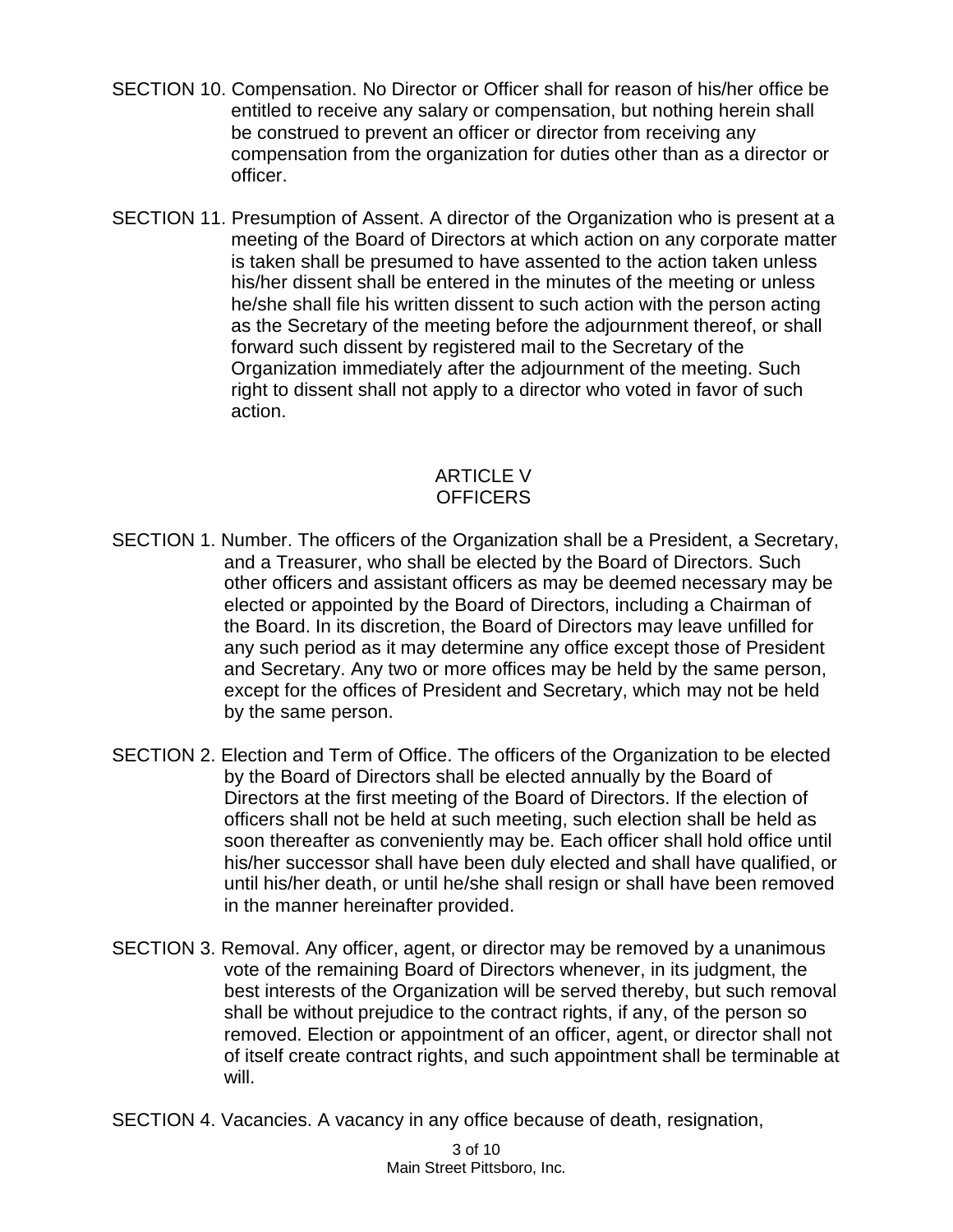SECTION 10. Compensation. No Director or Officer shall for reason of his/her office be entitled to receive any salary or compensation, but nothing herein shall be construed to prevent an officer or director from receiving any compensation from the organization for duties other than as a director or officer.

SECTION 11. Presumption of Assent. A director of the Organization who is present at a meeting of the Board of Directors at which action on any corporate matter is taken shall be presumed to have assented to the action taken unless his/her dissent shall be entered in the minutes of the meeting or unless he/she shall file his written dissent to such action with the person acting as the Secretary of the meeting before the adjournment thereof, or shall forward such dissent by registered mail to the Secretary of the Organization immediately after the adjournment of the meeting. Such right to dissent shall not apply to a director who voted in favor of such action.

## ARTICLE V
## OFFICERS

SECTION 1. Number. The officers of the Organization shall be a President, a Secretary, and a Treasurer, who shall be elected by the Board of Directors. Such other officers and assistant officers as may be deemed necessary may be elected or appointed by the Board of Directors, including a Chairman of the Board. In its discretion, the Board of Directors may leave unfilled for any such period as it may determine any office except those of President and Secretary. Any two or more offices may be held by the same person, except for the offices of President and Secretary, which may not be held by the same person.

SECTION 2. Election and Term of Office. The officers of the Organization to be elected by the Board of Directors shall be elected annually by the Board of Directors at the first meeting of the Board of Directors. If the election of officers shall not be held at such meeting, such election shall be held as soon thereafter as conveniently may be. Each officer shall hold office until his/her successor shall have been duly elected and shall have qualified, or until his/her death, or until he/she shall resign or shall have been removed in the manner hereinafter provided.

SECTION 3. Removal. Any officer, agent, or director may be removed by a unanimous vote of the remaining Board of Directors whenever, in its judgment, the best interests of the Organization will be served thereby, but such removal shall be without prejudice to the contract rights, if any, of the person so removed. Election or appointment of an officer, agent, or director shall not of itself create contract rights, and such appointment shall be terminable at will.

SECTION 4. Vacancies. A vacancy in any office because of death, resignation,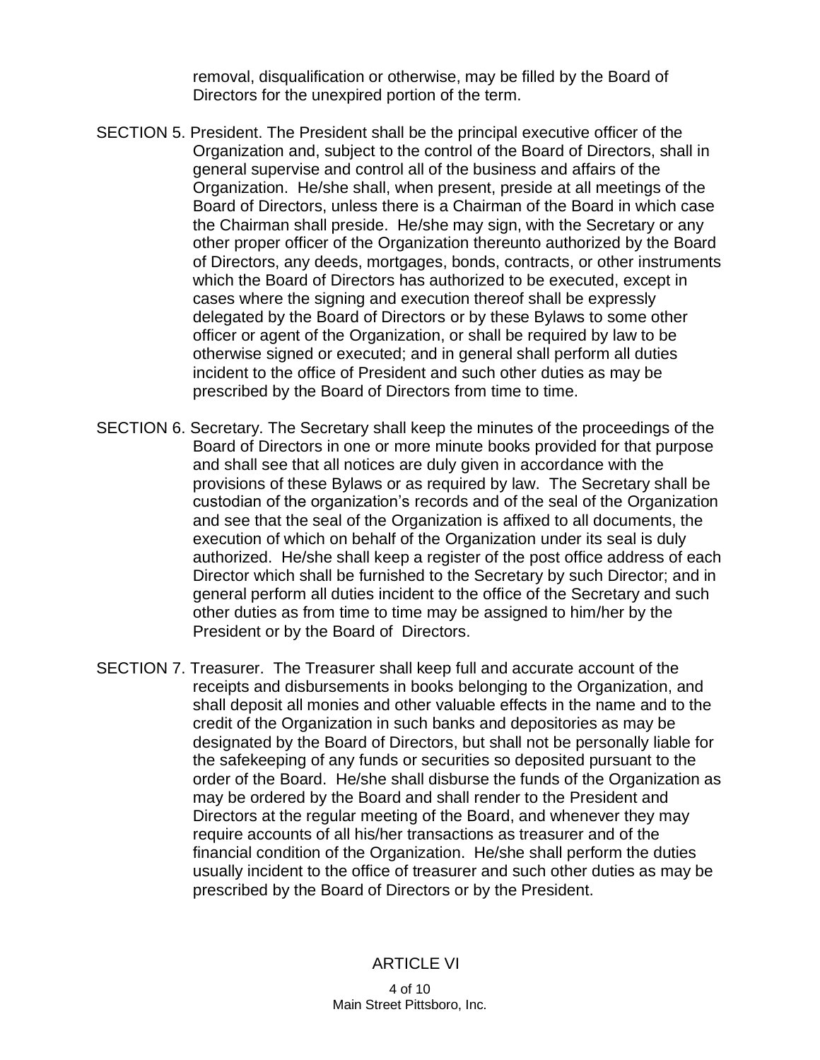removal, disqualification or otherwise, may be filled by the Board of Directors for the unexpired portion of the term.

SECTION 5. President. The President shall be the principal executive officer of the Organization and, subject to the control of the Board of Directors, shall in general supervise and control all of the business and affairs of the Organization. He/she shall, when present, preside at all meetings of the Board of Directors, unless there is a Chairman of the Board in which case the Chairman shall preside. He/she may sign, with the Secretary or any other proper officer of the Organization thereunto authorized by the Board of Directors, any deeds, mortgages, bonds, contracts, or other instruments which the Board of Directors has authorized to be executed, except in cases where the signing and execution thereof shall be expressly delegated by the Board of Directors or by these Bylaws to some other officer or agent of the Organization, or shall be required by law to be otherwise signed or executed; and in general shall perform all duties incident to the office of President and such other duties as may be prescribed by the Board of Directors from time to time.

SECTION 6. Secretary. The Secretary shall keep the minutes of the proceedings of the Board of Directors in one or more minute books provided for that purpose and shall see that all notices are duly given in accordance with the provisions of these Bylaws or as required by law. The Secretary shall be custodian of the organization's records and of the seal of the Organization and see that the seal of the Organization is affixed to all documents, the execution of which on behalf of the Organization under its seal is duly authorized. He/she shall keep a register of the post office address of each Director which shall be furnished to the Secretary by such Director; and in general perform all duties incident to the office of the Secretary and such other duties as from time to time may be assigned to him/her by the President or by the Board of Directors.

SECTION 7. Treasurer. The Treasurer shall keep full and accurate account of the receipts and disbursements in books belonging to the Organization, and shall deposit all monies and other valuable effects in the name and to the credit of the Organization in such banks and depositories as may be designated by the Board of Directors, but shall not be personally liable for the safekeeping of any funds or securities so deposited pursuant to the order of the Board. He/she shall disburse the funds of the Organization as may be ordered by the Board and shall render to the President and Directors at the regular meeting of the Board, and whenever they may require accounts of all his/her transactions as treasurer and of the financial condition of the Organization. He/she shall perform the duties usually incident to the office of treasurer and such other duties as may be prescribed by the Board of Directors or by the President.

## ARTICLE VI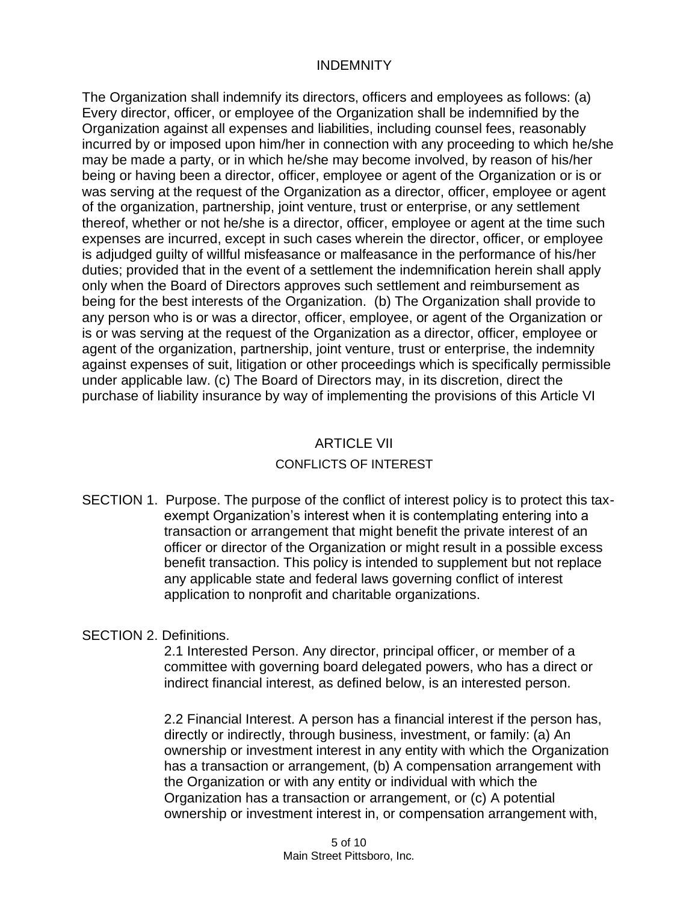## INDEMNITY

The Organization shall indemnify its directors, officers and employees as follows: (a) Every director, officer, or employee of the Organization shall be indemnified by the Organization against all expenses and liabilities, including counsel fees, reasonably incurred by or imposed upon him/her in connection with any proceeding to which he/she may be made a party, or in which he/she may become involved, by reason of his/her being or having been a director, officer, employee or agent of the Organization or is or was serving at the request of the Organization as a director, officer, employee or agent of the organization, partnership, joint venture, trust or enterprise, or any settlement thereof, whether or not he/she is a director, officer, employee or agent at the time such expenses are incurred, except in such cases wherein the director, officer, or employee is adjudged guilty of willful misfeasance or malfeasance in the performance of his/her duties; provided that in the event of a settlement the indemnification herein shall apply only when the Board of Directors approves such settlement and reimbursement as being for the best interests of the Organization. (b) The Organization shall provide to any person who is or was a director, officer, employee, or agent of the Organization or is or was serving at the request of the Organization as a director, officer, employee or agent of the organization, partnership, joint venture, trust or enterprise, the indemnity against expenses of suit, litigation or other proceedings which is specifically permissible under applicable law. (c) The Board of Directors may, in its discretion, direct the purchase of liability insurance by way of implementing the provisions of this Article VI

## ARTICLE VII

### CONFLICTS OF INTEREST

SECTION 1. Purpose. The purpose of the conflict of interest policy is to protect this tax-exempt Organization's interest when it is contemplating entering into a transaction or arrangement that might benefit the private interest of an officer or director of the Organization or might result in a possible excess benefit transaction. This policy is intended to supplement but not replace any applicable state and federal laws governing conflict of interest application to nonprofit and charitable organizations.

SECTION 2. Definitions.

2.1 Interested Person. Any director, principal officer, or member of a committee with governing board delegated powers, who has a direct or indirect financial interest, as defined below, is an interested person.

2.2 Financial Interest. A person has a financial interest if the person has, directly or indirectly, through business, investment, or family: (a) An ownership or investment interest in any entity with which the Organization has a transaction or arrangement, (b) A compensation arrangement with the Organization or with any entity or individual with which the Organization has a transaction or arrangement, or (c) A potential ownership or investment interest in, or compensation arrangement with,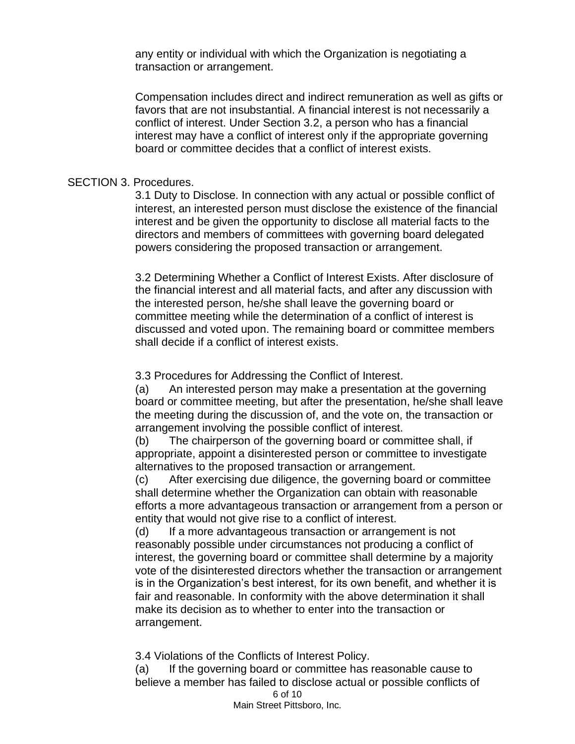any entity or individual with which the Organization is negotiating a transaction or arrangement.

Compensation includes direct and indirect remuneration as well as gifts or favors that are not insubstantial. A financial interest is not necessarily a conflict of interest. Under Section 3.2, a person who has a financial interest may have a conflict of interest only if the appropriate governing board or committee decides that a conflict of interest exists.

SECTION 3. Procedures.

3.1 Duty to Disclose. In connection with any actual or possible conflict of interest, an interested person must disclose the existence of the financial interest and be given the opportunity to disclose all material facts to the directors and members of committees with governing board delegated powers considering the proposed transaction or arrangement.

3.2 Determining Whether a Conflict of Interest Exists. After disclosure of the financial interest and all material facts, and after any discussion with the interested person, he/she shall leave the governing board or committee meeting while the determination of a conflict of interest is discussed and voted upon. The remaining board or committee members shall decide if a conflict of interest exists.

3.3 Procedures for Addressing the Conflict of Interest.

(a) An interested person may make a presentation at the governing board or committee meeting, but after the presentation, he/she shall leave the meeting during the discussion of, and the vote on, the transaction or arrangement involving the possible conflict of interest.

(b) The chairperson of the governing board or committee shall, if appropriate, appoint a disinterested person or committee to investigate alternatives to the proposed transaction or arrangement.

(c) After exercising due diligence, the governing board or committee shall determine whether the Organization can obtain with reasonable efforts a more advantageous transaction or arrangement from a person or entity that would not give rise to a conflict of interest.

(d) If a more advantageous transaction or arrangement is not reasonably possible under circumstances not producing a conflict of interest, the governing board or committee shall determine by a majority vote of the disinterested directors whether the transaction or arrangement is in the Organization's best interest, for its own benefit, and whether it is fair and reasonable. In conformity with the above determination it shall make its decision as to whether to enter into the transaction or arrangement.

3.4 Violations of the Conflicts of Interest Policy.

(a) If the governing board or committee has reasonable cause to believe a member has failed to disclose actual or possible conflicts of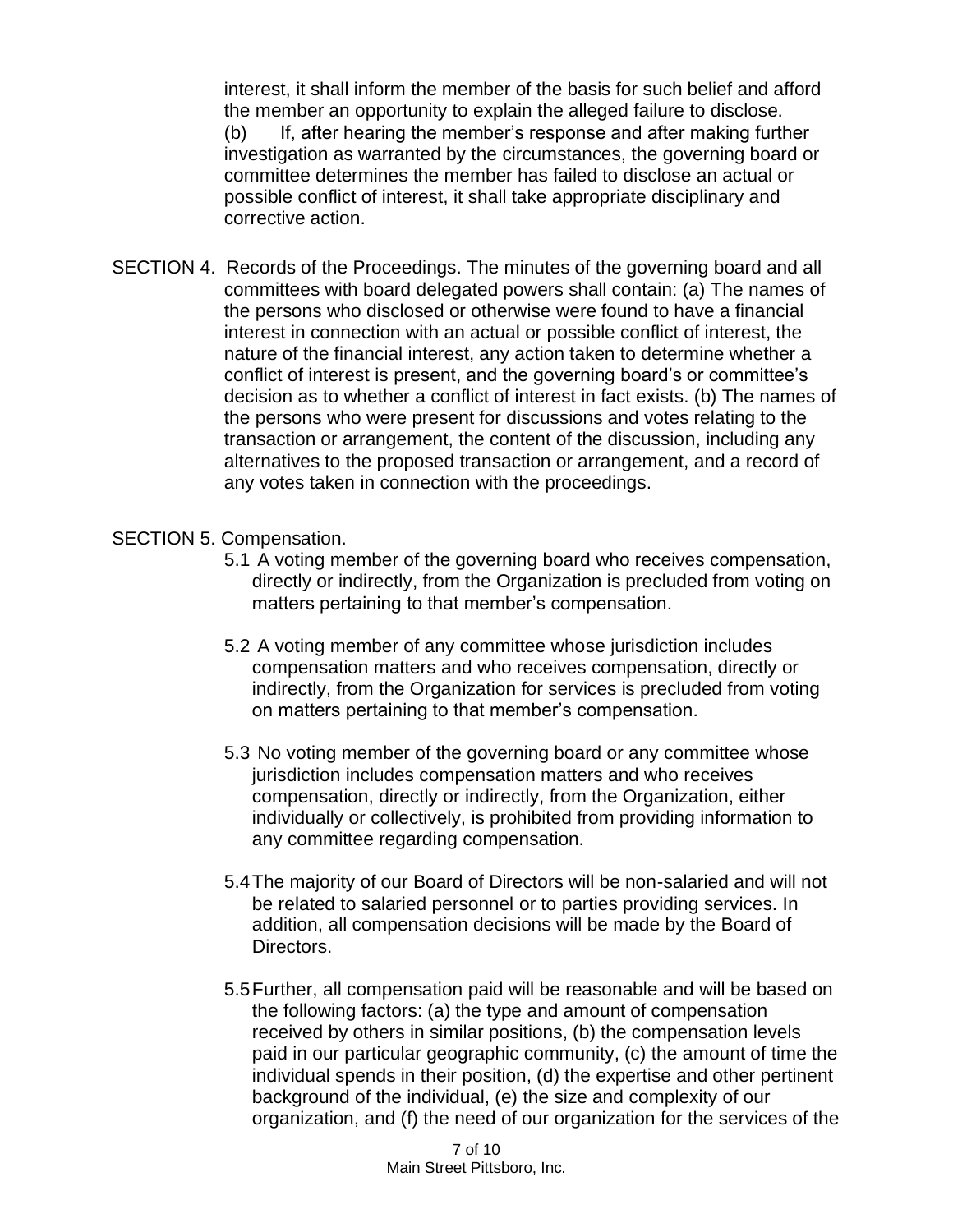interest, it shall inform the member of the basis for such belief and afford the member an opportunity to explain the alleged failure to disclose.

(b) If, after hearing the member's response and after making further investigation as warranted by the circumstances, the governing board or committee determines the member has failed to disclose an actual or possible conflict of interest, it shall take appropriate disciplinary and corrective action.

SECTION 4. Records of the Proceedings. The minutes of the governing board and all committees with board delegated powers shall contain: (a) The names of the persons who disclosed or otherwise were found to have a financial interest in connection with an actual or possible conflict of interest, the nature of the financial interest, any action taken to determine whether a conflict of interest is present, and the governing board's or committee's decision as to whether a conflict of interest in fact exists. (b) The names of the persons who were present for discussions and votes relating to the transaction or arrangement, the content of the discussion, including any alternatives to the proposed transaction or arrangement, and a record of any votes taken in connection with the proceedings.

SECTION 5. Compensation.

5.1 A voting member of the governing board who receives compensation, directly or indirectly, from the Organization is precluded from voting on matters pertaining to that member's compensation.

5.2 A voting member of any committee whose jurisdiction includes compensation matters and who receives compensation, directly or indirectly, from the Organization for services is precluded from voting on matters pertaining to that member's compensation.

5.3 No voting member of the governing board or any committee whose jurisdiction includes compensation matters and who receives compensation, directly or indirectly, from the Organization, either individually or collectively, is prohibited from providing information to any committee regarding compensation.

5.4 The majority of our Board of Directors will be non-salaried and will not be related to salaried personnel or to parties providing services. In addition, all compensation decisions will be made by the Board of Directors.

5.5 Further, all compensation paid will be reasonable and will be based on the following factors: (a) the type and amount of compensation received by others in similar positions, (b) the compensation levels paid in our particular geographic community, (c) the amount of time the individual spends in their position, (d) the expertise and other pertinent background of the individual, (e) the size and complexity of our organization, and (f) the need of our organization for the services of the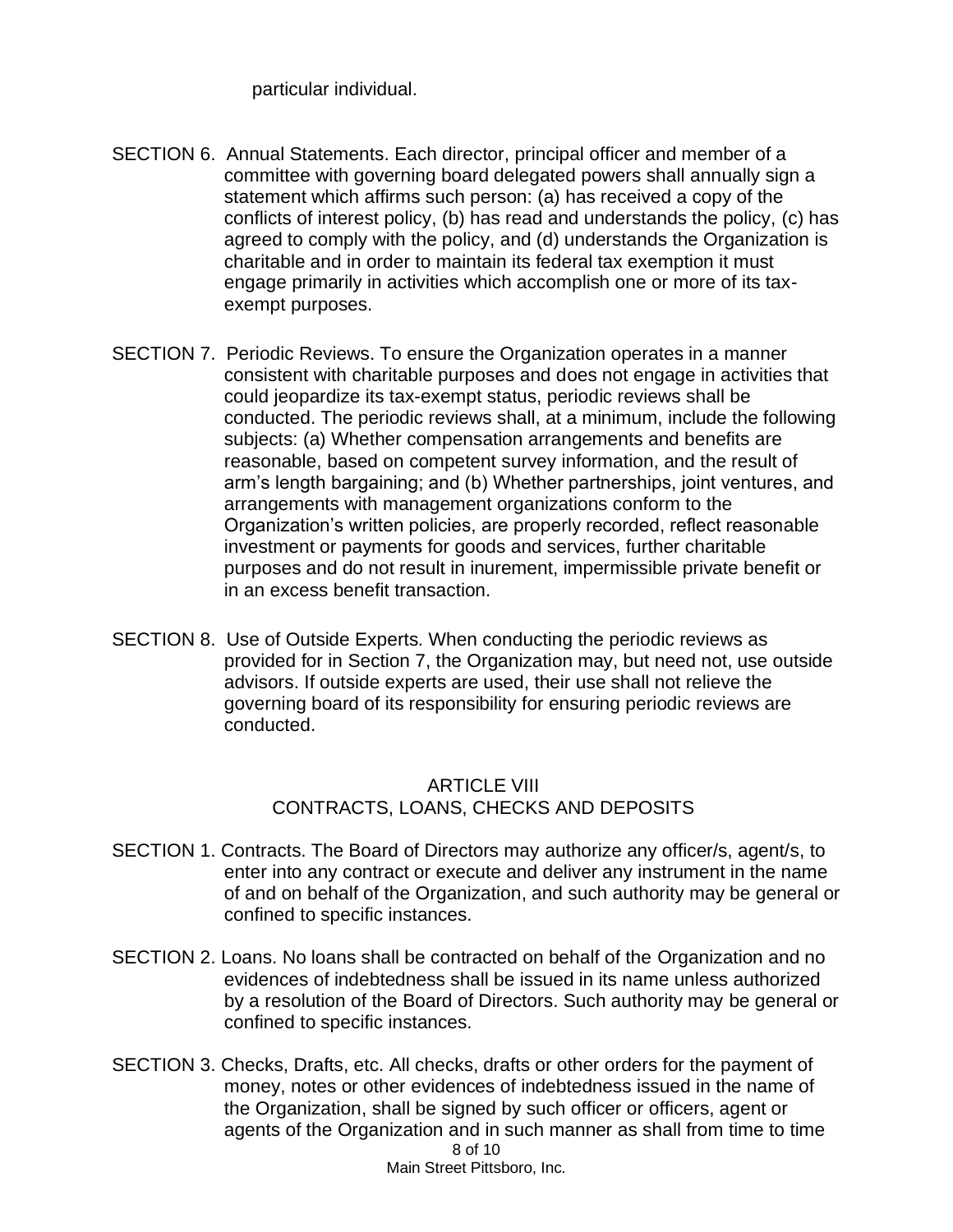particular individual.

SECTION 6. Annual Statements. Each director, principal officer and member of a committee with governing board delegated powers shall annually sign a statement which affirms such person: (a) has received a copy of the conflicts of interest policy, (b) has read and understands the policy, (c) has agreed to comply with the policy, and (d) understands the Organization is charitable and in order to maintain its federal tax exemption it must engage primarily in activities which accomplish one or more of its tax-exempt purposes.

SECTION 7. Periodic Reviews. To ensure the Organization operates in a manner consistent with charitable purposes and does not engage in activities that could jeopardize its tax-exempt status, periodic reviews shall be conducted. The periodic reviews shall, at a minimum, include the following subjects: (a) Whether compensation arrangements and benefits are reasonable, based on competent survey information, and the result of arm's length bargaining; and (b) Whether partnerships, joint ventures, and arrangements with management organizations conform to the Organization's written policies, are properly recorded, reflect reasonable investment or payments for goods and services, further charitable purposes and do not result in inurement, impermissible private benefit or in an excess benefit transaction.

SECTION 8. Use of Outside Experts. When conducting the periodic reviews as provided for in Section 7, the Organization may, but need not, use outside advisors. If outside experts are used, their use shall not relieve the governing board of its responsibility for ensuring periodic reviews are conducted.

## ARTICLE VIII
## CONTRACTS, LOANS, CHECKS AND DEPOSITS

SECTION 1. Contracts. The Board of Directors may authorize any officer/s, agent/s, to enter into any contract or execute and deliver any instrument in the name of and on behalf of the Organization, and such authority may be general or confined to specific instances.

SECTION 2. Loans. No loans shall be contracted on behalf of the Organization and no evidences of indebtedness shall be issued in its name unless authorized by a resolution of the Board of Directors. Such authority may be general or confined to specific instances.

SECTION 3. Checks, Drafts, etc. All checks, drafts or other orders for the payment of money, notes or other evidences of indebtedness issued in the name of the Organization, shall be signed by such officer or officers, agent or agents of the Organization and in such manner as shall from time to time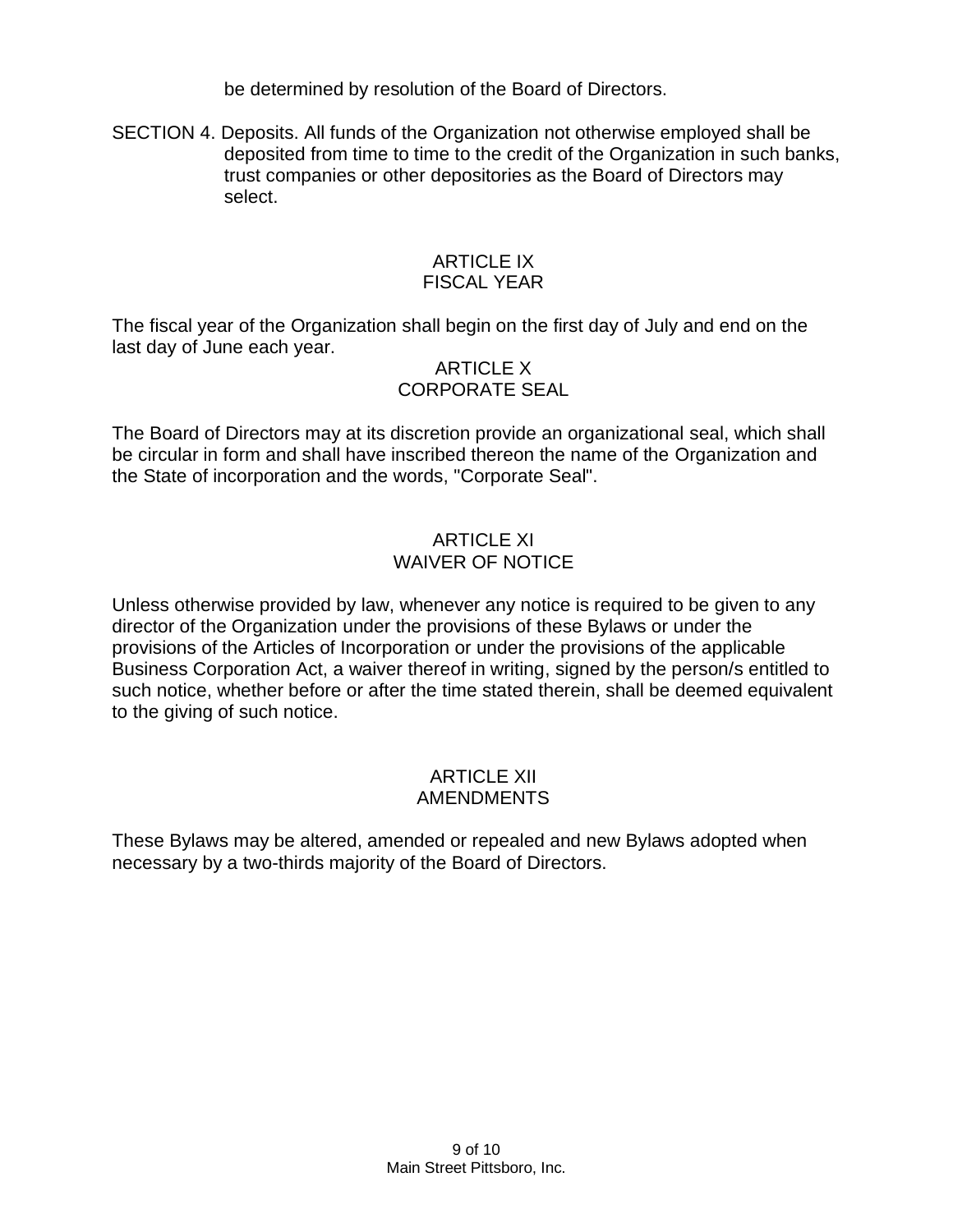be determined by resolution of the Board of Directors.

SECTION 4. Deposits. All funds of the Organization not otherwise employed shall be deposited from time to time to the credit of the Organization in such banks, trust companies or other depositories as the Board of Directors may select.

## ARTICLE IX
## FISCAL YEAR

The fiscal year of the Organization shall begin on the first day of July and end on the last day of June each year.

## ARTICLE X
## CORPORATE SEAL

The Board of Directors may at its discretion provide an organizational seal, which shall be circular in form and shall have inscribed thereon the name of the Organization and the State of incorporation and the words, "Corporate Seal".

## ARTICLE XI
## WAIVER OF NOTICE

Unless otherwise provided by law, whenever any notice is required to be given to any director of the Organization under the provisions of these Bylaws or under the provisions of the Articles of Incorporation or under the provisions of the applicable Business Corporation Act, a waiver thereof in writing, signed by the person/s entitled to such notice, whether before or after the time stated therein, shall be deemed equivalent to the giving of such notice.

## ARTICLE XII
## AMENDMENTS

These Bylaws may be altered, amended or repealed and new Bylaws adopted when necessary by a two-thirds majority of the Board of Directors.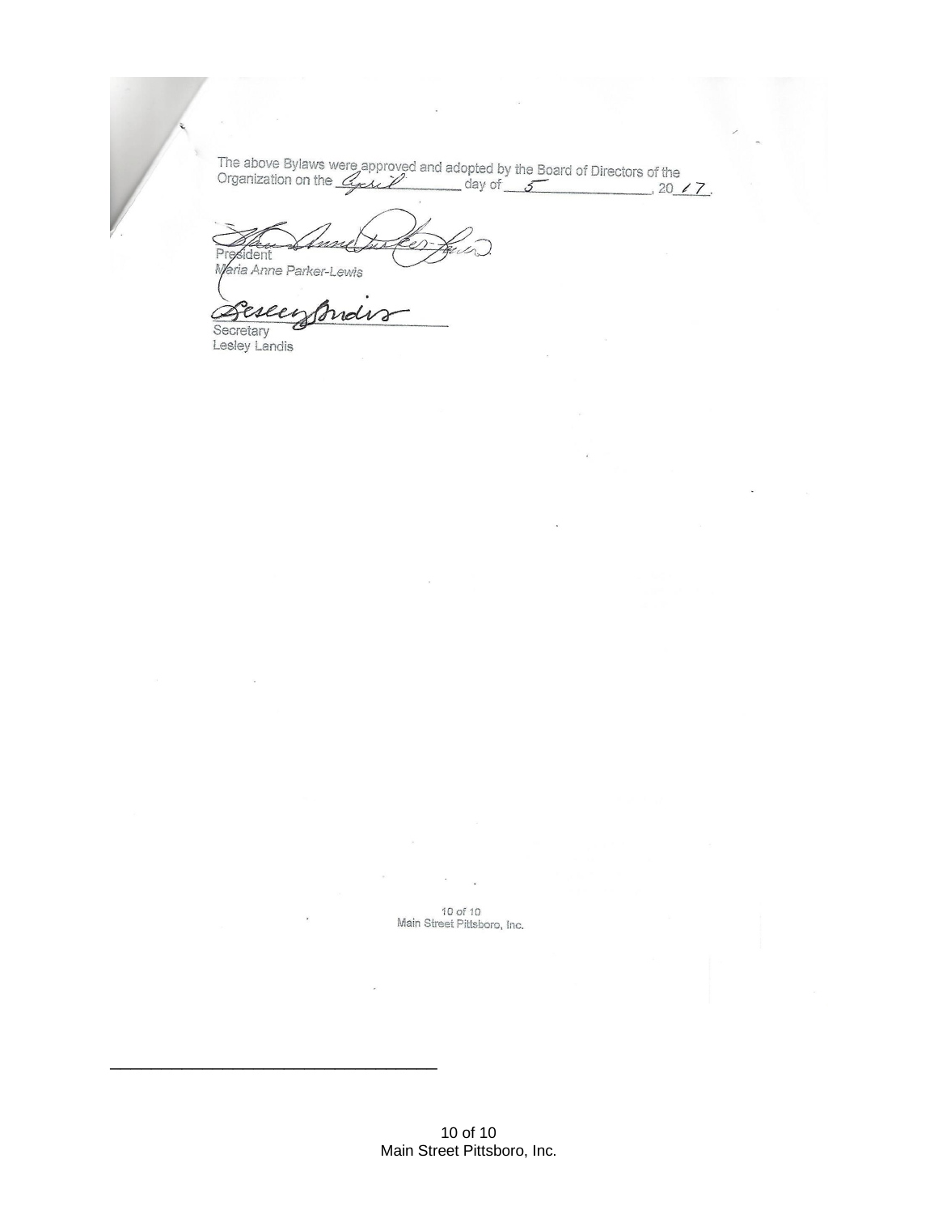The above Bylaws were approved and adopted by the Board of Directors of the Organization on the April day of 5, 20 17.

President
Maria Anne Parker-Lewis

Secretary
Lesley Landis